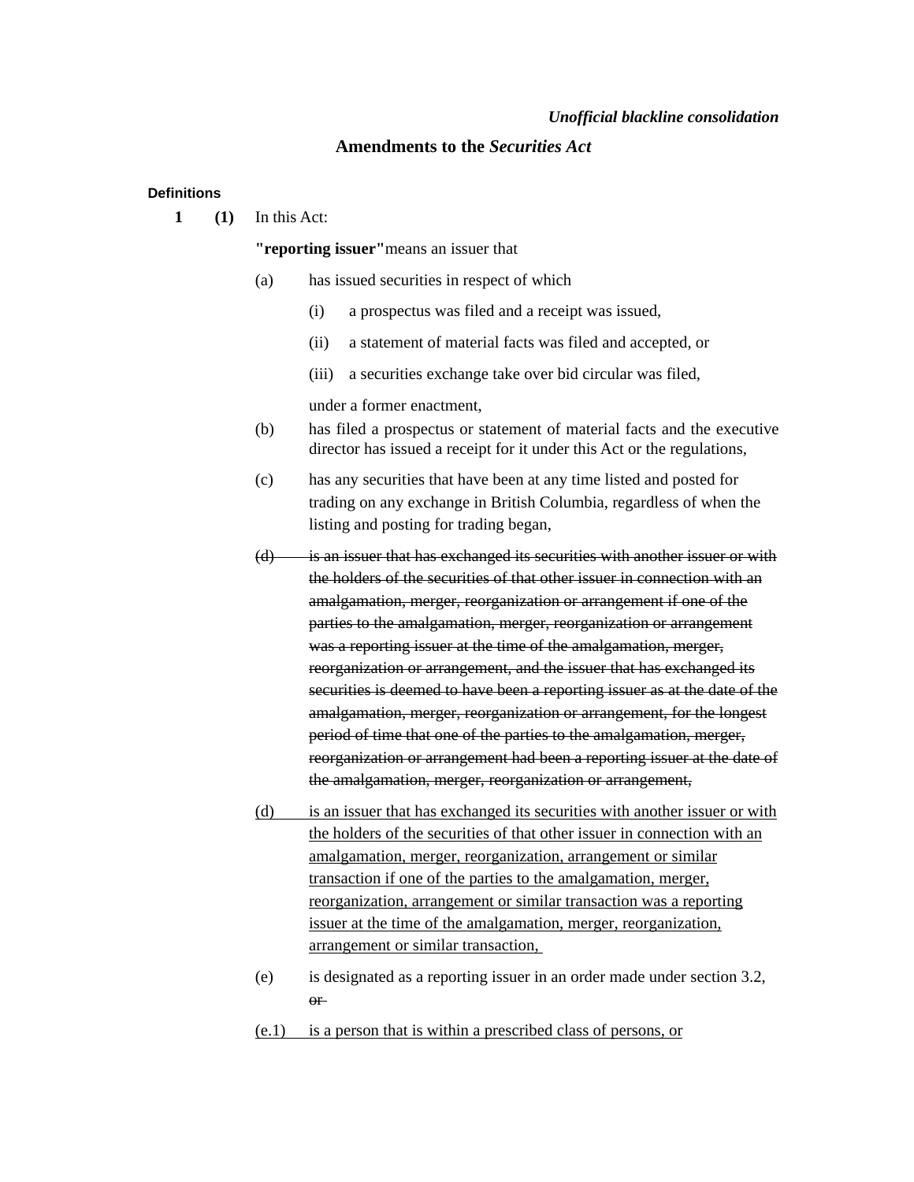*Unofficial blackline consolidation*

## Amendments to the *Securities Act*

**Definitions**

**1** **(1)** In this Act:

**"reporting issuer"** means an issuer that

(a) has issued securities in respect of which

(i) a prospectus was filed and a receipt was issued,

(ii) a statement of material facts was filed and accepted, or

(iii) a securities exchange take over bid circular was filed,

under a former enactment,

(b) has filed a prospectus or statement of material facts and the executive director has issued a receipt for it under this Act or the regulations,

(c) has any securities that have been at any time listed and posted for trading on any exchange in British Columbia, regardless of when the listing and posting for trading began,

~~(d) is an issuer that has exchanged its securities with another issuer or with the holders of the securities of that other issuer in connection with an amalgamation, merger, reorganization or arrangement if one of the parties to the amalgamation, merger, reorganization or arrangement was a reporting issuer at the time of the amalgamation, merger, reorganization or arrangement, and the issuer that has exchanged its securities is deemed to have been a reporting issuer as at the date of the amalgamation, merger, reorganization or arrangement, for the longest period of time that one of the parties to the amalgamation, merger, reorganization or arrangement had been a reporting issuer at the date of the amalgamation, merger, reorganization or arrangement,~~

<u>(d) is an issuer that has exchanged its securities with another issuer or with the holders of the securities of that other issuer in connection with an amalgamation, merger, reorganization, arrangement or similar transaction if one of the parties to the amalgamation, merger, reorganization, arrangement or similar transaction was a reporting issuer at the time of the amalgamation, merger, reorganization, arrangement or similar transaction,</u>

(e) is designated as a reporting issuer in an order made under section 3.2, ~~or~~

<u>(e.1) is a person that is within a prescribed class of persons, or</u>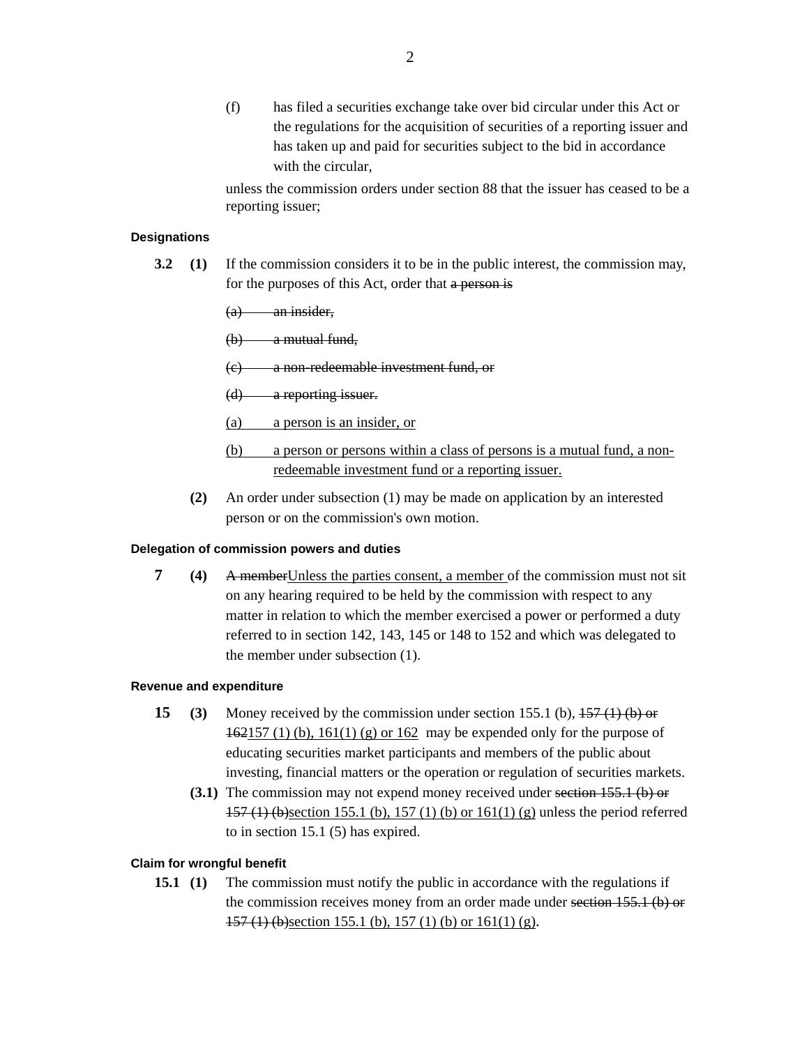(f) has filed a securities exchange take over bid circular under this Act or the regulations for the acquisition of securities of a reporting issuer and has taken up and paid for securities subject to the bid in accordance with the circular,

unless the commission orders under section 88 that the issuer has ceased to be a reporting issuer;

#### Designations

**3.2** **(1)** If the commission considers it to be in the public interest, the commission may, for the purposes of this Act, order that ~~a person is~~

~~(a) an insider,~~

~~(b) a mutual fund,~~

~~(c) a non-redeemable investment fund, or~~

~~(d) a reporting issuer.~~

<u>(a) a person is an insider, or</u>

<u>(b) a person or persons within a class of persons is a mutual fund, a non-redeemable investment fund or a reporting issuer.</u>

**(2)** An order under subsection (1) may be made on application by an interested person or on the commission's own motion.

#### Delegation of commission powers and duties

**7** **(4)** ~~A member~~<u>Unless the parties consent, a member </u>of the commission must not sit on any hearing required to be held by the commission with respect to any matter in relation to which the member exercised a power or performed a duty referred to in section 142, 143, 145 or 148 to 152 and which was delegated to the member under subsection (1).

#### Revenue and expenditure

**15** **(3)** Money received by the commission under section 155.1 (b), ~~157 (1) (b) or 162~~<u>157 (1) (b), 161(1) (g) or 162</u> may be expended only for the purpose of educating securities market participants and members of the public about investing, financial matters or the operation or regulation of securities markets.

**(3.1)** The commission may not expend money received under ~~section 155.1 (b) or 157 (1) (b)~~<u>section 155.1 (b), 157 (1) (b) or 161(1) (g)</u> unless the period referred to in section 15.1 (5) has expired.

#### Claim for wrongful benefit

**15.1** **(1)** The commission must notify the public in accordance with the regulations if the commission receives money from an order made under ~~section 155.1 (b) or 157 (1) (b)~~<u>section 155.1 (b), 157 (1) (b) or 161(1) (g)</u>.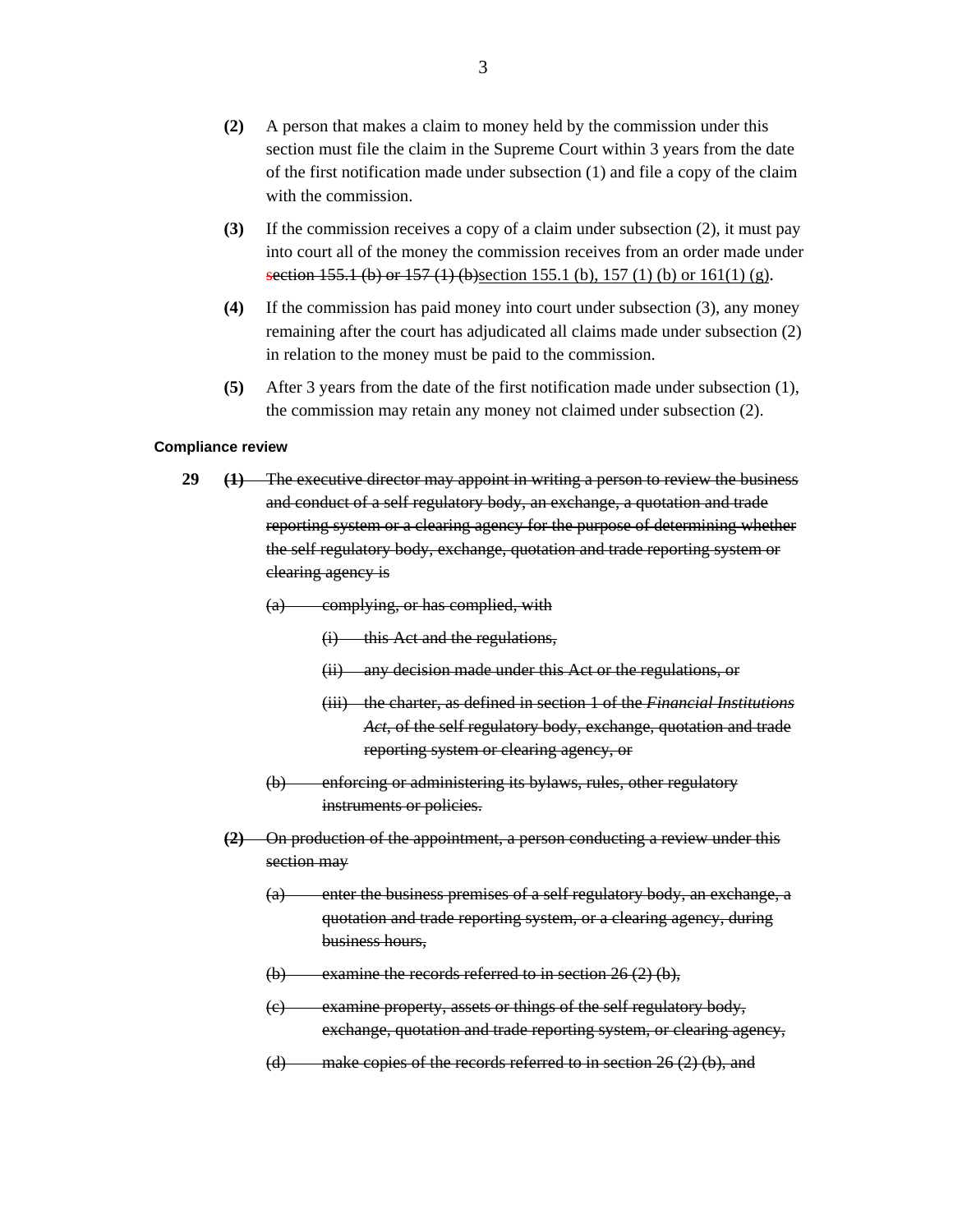**(2)** A person that makes a claim to money held by the commission under this section must file the claim in the Supreme Court within 3 years from the date of the first notification made under subsection (1) and file a copy of the claim with the commission.

**(3)** If the commission receives a copy of a claim under subsection (2), it must pay into court all of the money the commission receives from an order made under ~~section 155.1 (b) or 157 (1) (b)~~section 155.1 (b), 157 (1) (b) or 161(1) (g).

**(4)** If the commission has paid money into court under subsection (3), any money remaining after the court has adjudicated all claims made under subsection (2) in relation to the money must be paid to the commission.

**(5)** After 3 years from the date of the first notification made under subsection (1), the commission may retain any money not claimed under subsection (2).

#### Compliance review

**29** ~~**(1)** The executive director may appoint in writing a person to review the business and conduct of a self regulatory body, an exchange, a quotation and trade reporting system or a clearing agency for the purpose of determining whether the self regulatory body, exchange, quotation and trade reporting system or clearing agency is~~

~~(a) complying, or has complied, with~~

~~(i) this Act and the regulations,~~

~~(ii) any decision made under this Act or the regulations, or~~

~~(iii) the charter, as defined in section 1 of the *Financial Institutions Act*, of the self regulatory body, exchange, quotation and trade reporting system or clearing agency, or~~

~~(b) enforcing or administering its bylaws, rules, other regulatory instruments or policies.~~

~~**(2)** On production of the appointment, a person conducting a review under this section may~~

~~(a) enter the business premises of a self regulatory body, an exchange, a quotation and trade reporting system, or a clearing agency, during business hours,~~

~~(b) examine the records referred to in section 26 (2) (b),~~

~~(c) examine property, assets or things of the self regulatory body, exchange, quotation and trade reporting system, or clearing agency,~~

~~(d) make copies of the records referred to in section 26 (2) (b), and~~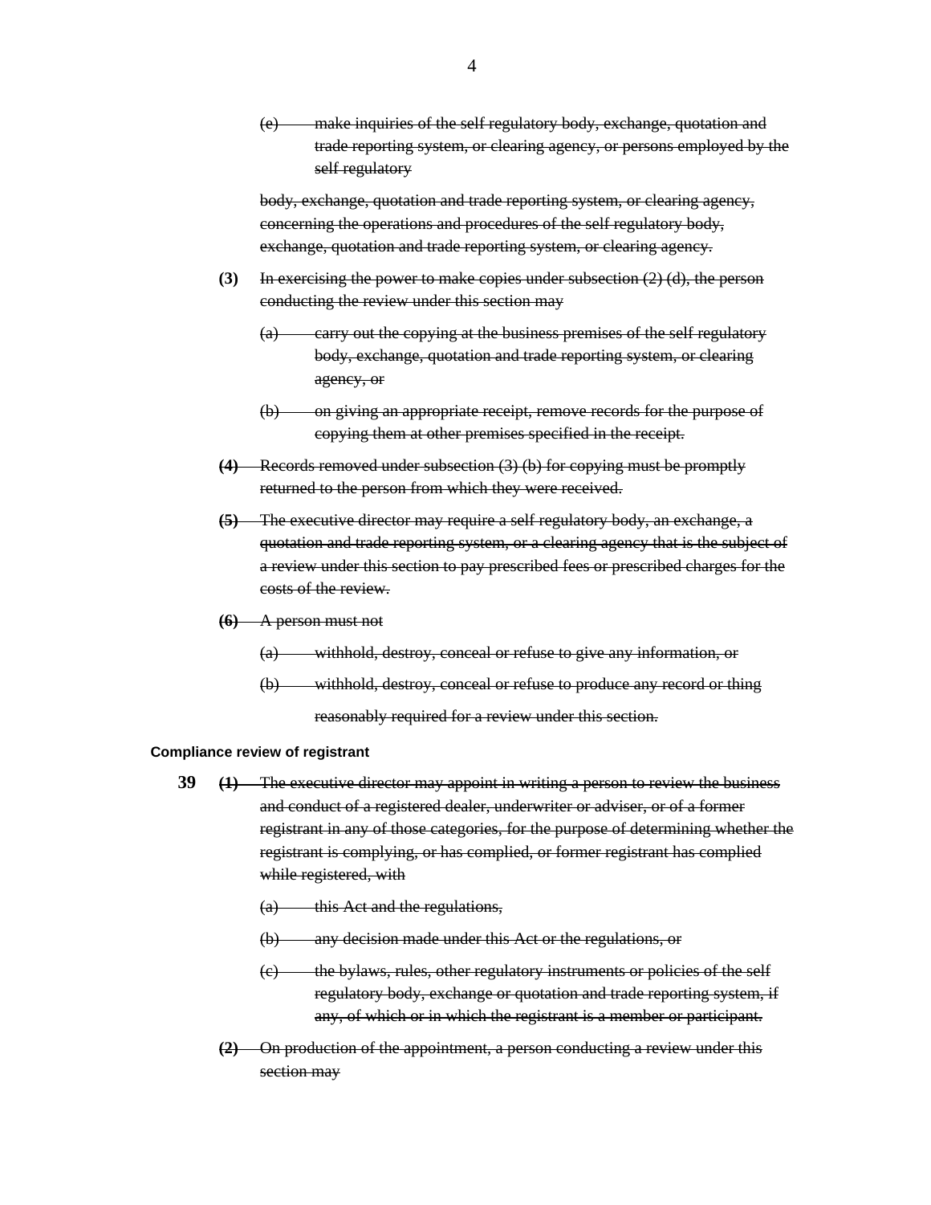~~(e) make inquiries of the self regulatory body, exchange, quotation and trade reporting system, or clearing agency, or persons employed by the self regulatory~~

~~body, exchange, quotation and trade reporting system, or clearing agency, concerning the operations and procedures of the self regulatory body, exchange, quotation and trade reporting system, or clearing agency.~~

**(3)** ~~In exercising the power to make copies under subsection (2) (d), the person conducting the review under this section may~~

~~(a) carry out the copying at the business premises of the self regulatory body, exchange, quotation and trade reporting system, or clearing agency, or~~

~~(b) on giving an appropriate receipt, remove records for the purpose of copying them at other premises specified in the receipt.~~

~~**(4)** Records removed under subsection (3) (b) for copying must be promptly returned to the person from which they were received.~~

~~**(5)** The executive director may require a self regulatory body, an exchange, a quotation and trade reporting system, or a clearing agency that is the subject of a review under this section to pay prescribed fees or prescribed charges for the costs of the review.~~

~~**(6)** A person must not~~

~~(a) withhold, destroy, conceal or refuse to give any information, or~~

~~(b) withhold, destroy, conceal or refuse to produce any record or thing~~

~~reasonably required for a review under this section.~~

**Compliance review of registrant**

**39** ~~**(1)** The executive director may appoint in writing a person to review the business and conduct of a registered dealer, underwriter or adviser, or of a former registrant in any of those categories, for the purpose of determining whether the registrant is complying, or has complied, or former registrant has complied while registered, with~~

~~(a) this Act and the regulations,~~

~~(b) any decision made under this Act or the regulations, or~~

~~(c) the bylaws, rules, other regulatory instruments or policies of the self regulatory body, exchange or quotation and trade reporting system, if any, of which or in which the registrant is a member or participant.~~

~~**(2)** On production of the appointment, a person conducting a review under this section may~~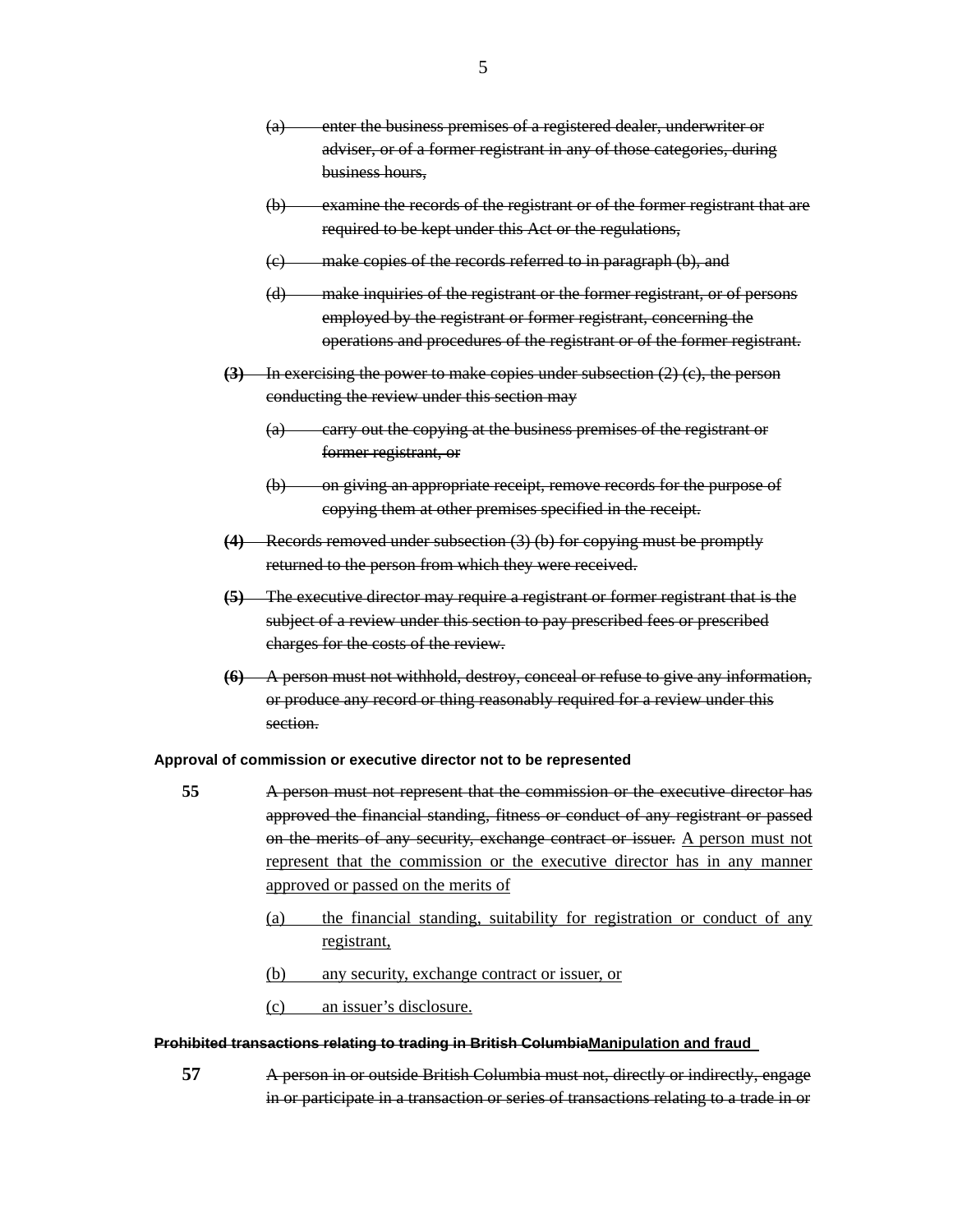~~(a) enter the business premises of a registered dealer, underwriter or adviser, or of a former registrant in any of those categories, during business hours,~~

~~(b) examine the records of the registrant or of the former registrant that are required to be kept under this Act or the regulations,~~

~~(c) make copies of the records referred to in paragraph (b), and~~

~~(d) make inquiries of the registrant or the former registrant, or of persons employed by the registrant or former registrant, concerning the operations and procedures of the registrant or of the former registrant.~~

~~**(3)** In exercising the power to make copies under subsection (2) (c), the person conducting the review under this section may~~

~~(a) carry out the copying at the business premises of the registrant or former registrant, or~~

~~(b) on giving an appropriate receipt, remove records for the purpose of copying them at other premises specified in the receipt.~~

~~**(4)** Records removed under subsection (3) (b) for copying must be promptly returned to the person from which they were received.~~

~~**(5)** The executive director may require a registrant or former registrant that is the subject of a review under this section to pay prescribed fees or prescribed charges for the costs of the review.~~

~~**(6)** A person must not withhold, destroy, conceal or refuse to give any information, or produce any record or thing reasonably required for a review under this section.~~

**Approval of commission or executive director not to be represented**

**55** ~~A person must not represent that the commission or the executive director has approved the financial standing, fitness or conduct of any registrant or passed on the merits of any security, exchange contract or issuer.~~ <u>A person must not represent that the commission or the executive director has in any manner approved or passed on the merits of</u>

<u>(a) the financial standing, suitability for registration or conduct of any registrant,</u>

<u>(b) any security, exchange contract or issuer, or</u>

<u>(c) an issuer's disclosure.</u>

**~~Prohibited transactions relating to trading in British Columbia~~<u>Manipulation and fraud</u>**

**57** ~~A person in or outside British Columbia must not, directly or indirectly, engage in or participate in a transaction or series of transactions relating to a trade in or~~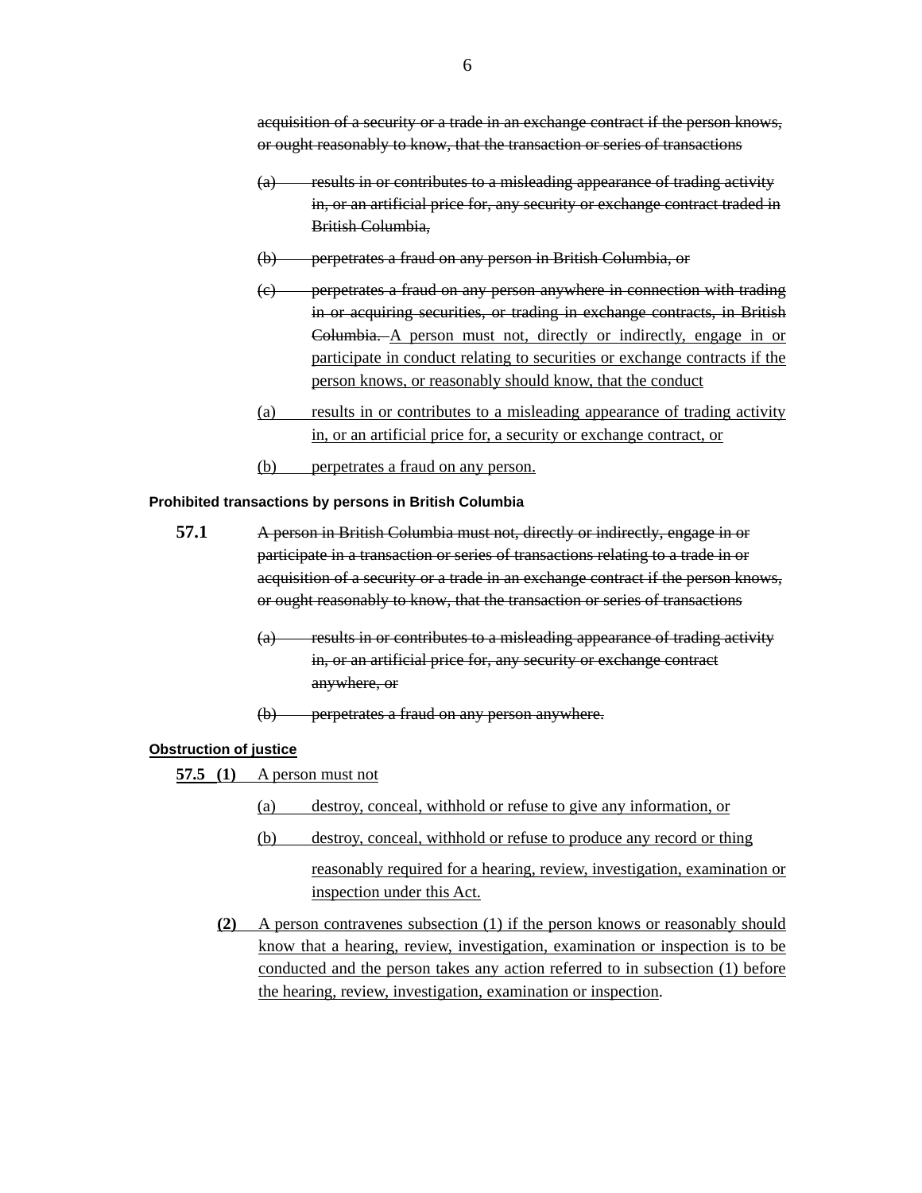~~acquisition of a security or a trade in an exchange contract if the person knows, or ought reasonably to know, that the transaction or series of transactions~~

~~(a) results in or contributes to a misleading appearance of trading activity in, or an artificial price for, any security or exchange contract traded in British Columbia,~~

~~(b) perpetrates a fraud on any person in British Columbia, or~~

~~(c) perpetrates a fraud on any person anywhere in connection with trading in or acquiring securities, or trading in exchange contracts, in British Columbia.~~ <u>A person must not, directly or indirectly, engage in or participate in conduct relating to securities or exchange contracts if the person knows, or reasonably should know, that the conduct</u>

<u>(a) results in or contributes to a misleading appearance of trading activity in, or an artificial price for, a security or exchange contract, or</u>

<u>(b) perpetrates a fraud on any person.</u>

**Prohibited transactions by persons in British Columbia**

**57.1** ~~A person in British Columbia must not, directly or indirectly, engage in or participate in a transaction or series of transactions relating to a trade in or acquisition of a security or a trade in an exchange contract if the person knows, or ought reasonably to know, that the transaction or series of transactions~~

~~(a) results in or contributes to a misleading appearance of trading activity in, or an artificial price for, any security or exchange contract anywhere, or~~

~~(b) perpetrates a fraud on any person anywhere.~~

<u>**Obstruction of justice**</u>

<u>**57.5 (1)** A person must not</u>

<u>(a) destroy, conceal, withhold or refuse to give any information, or</u>

<u>(b) destroy, conceal, withhold or refuse to produce any record or thing</u>

<u>reasonably required for a hearing, review, investigation, examination or inspection under this Act.</u>

<u>**(2)** A person contravenes subsection (1) if the person knows or reasonably should know that a hearing, review, investigation, examination or inspection is to be conducted and the person takes any action referred to in subsection (1) before the hearing, review, investigation, examination or inspection</u>.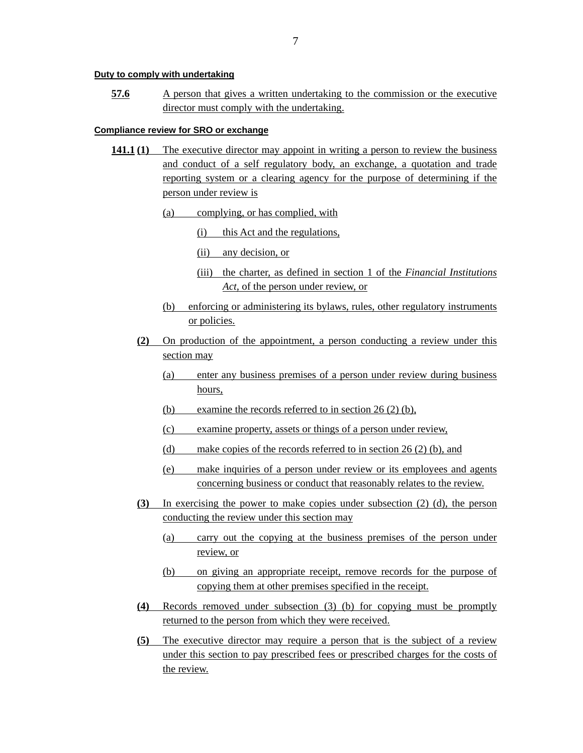**Duty to comply with undertaking**

**57.6** A person that gives a written undertaking to the commission or the executive director must comply with the undertaking.

**Compliance review for SRO or exchange**

**141.1 (1)** The executive director may appoint in writing a person to review the business and conduct of a self regulatory body, an exchange, a quotation and trade reporting system or a clearing agency for the purpose of determining if the person under review is

- (a) complying, or has complied, with
  - (i) this Act and the regulations,
  - (ii) any decision, or
  - (iii) the charter, as defined in section 1 of the *Financial Institutions Act*, of the person under review, or
- (b) enforcing or administering its bylaws, rules, other regulatory instruments or policies.

**(2)** On production of the appointment, a person conducting a review under this section may

- (a) enter any business premises of a person under review during business hours,
- (b) examine the records referred to in section 26 (2) (b),
- (c) examine property, assets or things of a person under review,
- (d) make copies of the records referred to in section 26 (2) (b), and
- (e) make inquiries of a person under review or its employees and agents concerning business or conduct that reasonably relates to the review.

**(3)** In exercising the power to make copies under subsection (2) (d), the person conducting the review under this section may

- (a) carry out the copying at the business premises of the person under review, or
- (b) on giving an appropriate receipt, remove records for the purpose of copying them at other premises specified in the receipt.

**(4)** Records removed under subsection (3) (b) for copying must be promptly returned to the person from which they were received.

**(5)** The executive director may require a person that is the subject of a review under this section to pay prescribed fees or prescribed charges for the costs of the review.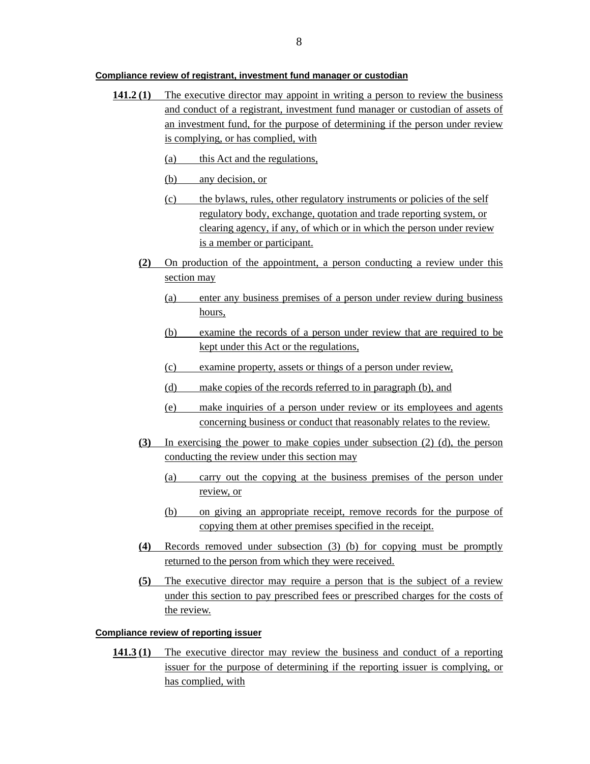#### Compliance review of registrant, investment fund manager or custodian

**141.2 (1)** The executive director may appoint in writing a person to review the business and conduct of a registrant, investment fund manager or custodian of assets of an investment fund, for the purpose of determining if the person under review is complying, or has complied, with

(a) this Act and the regulations,

(b) any decision, or

(c) the bylaws, rules, other regulatory instruments or policies of the self regulatory body, exchange, quotation and trade reporting system, or clearing agency, if any, of which or in which the person under review is a member or participant.

**(2)** On production of the appointment, a person conducting a review under this section may

(a) enter any business premises of a person under review during business hours,

(b) examine the records of a person under review that are required to be kept under this Act or the regulations,

(c) examine property, assets or things of a person under review,

(d) make copies of the records referred to in paragraph (b), and

(e) make inquiries of a person under review or its employees and agents concerning business or conduct that reasonably relates to the review.

**(3)** In exercising the power to make copies under subsection (2) (d), the person conducting the review under this section may

(a) carry out the copying at the business premises of the person under review, or

(b) on giving an appropriate receipt, remove records for the purpose of copying them at other premises specified in the receipt.

**(4)** Records removed under subsection (3) (b) for copying must be promptly returned to the person from which they were received.

**(5)** The executive director may require a person that is the subject of a review under this section to pay prescribed fees or prescribed charges for the costs of the review.

#### Compliance review of reporting issuer

**141.3 (1)** The executive director may review the business and conduct of a reporting issuer for the purpose of determining if the reporting issuer is complying, or has complied, with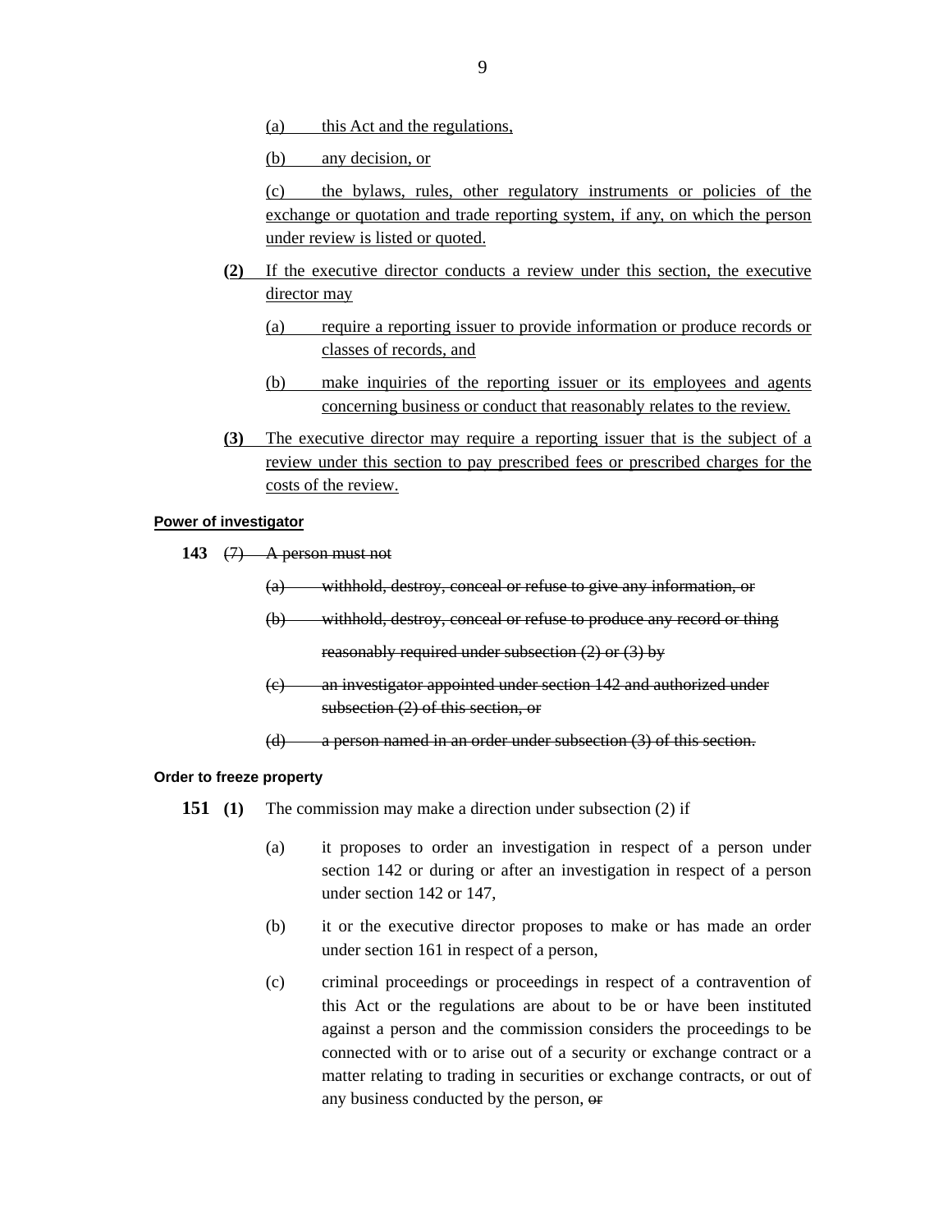(a) this Act and the regulations,

(b) any decision, or

(c) the bylaws, rules, other regulatory instruments or policies of the exchange or quotation and trade reporting system, if any, on which the person under review is listed or quoted.

**(2)** If the executive director conducts a review under this section, the executive director may

(a) require a reporting issuer to provide information or produce records or classes of records, and

(b) make inquiries of the reporting issuer or its employees and agents concerning business or conduct that reasonably relates to the review.

**(3)** The executive director may require a reporting issuer that is the subject of a review under this section to pay prescribed fees or prescribed charges for the costs of the review.

**Power of investigator**

**143** ~~(7) A person must not~~

~~(a) withhold, destroy, conceal or refuse to give any information, or~~

~~(b) withhold, destroy, conceal or refuse to produce any record or thing~~

~~reasonably required under subsection (2) or (3) by~~

~~(c) an investigator appointed under section 142 and authorized under subsection (2) of this section, or~~

~~(d) a person named in an order under subsection (3) of this section.~~

**Order to freeze property**

**151 (1)** The commission may make a direction under subsection (2) if

(a) it proposes to order an investigation in respect of a person under section 142 or during or after an investigation in respect of a person under section 142 or 147,

(b) it or the executive director proposes to make or has made an order under section 161 in respect of a person,

(c) criminal proceedings or proceedings in respect of a contravention of this Act or the regulations are about to be or have been instituted against a person and the commission considers the proceedings to be connected with or to arise out of a security or exchange contract or a matter relating to trading in securities or exchange contracts, or out of any business conducted by the person, ~~or~~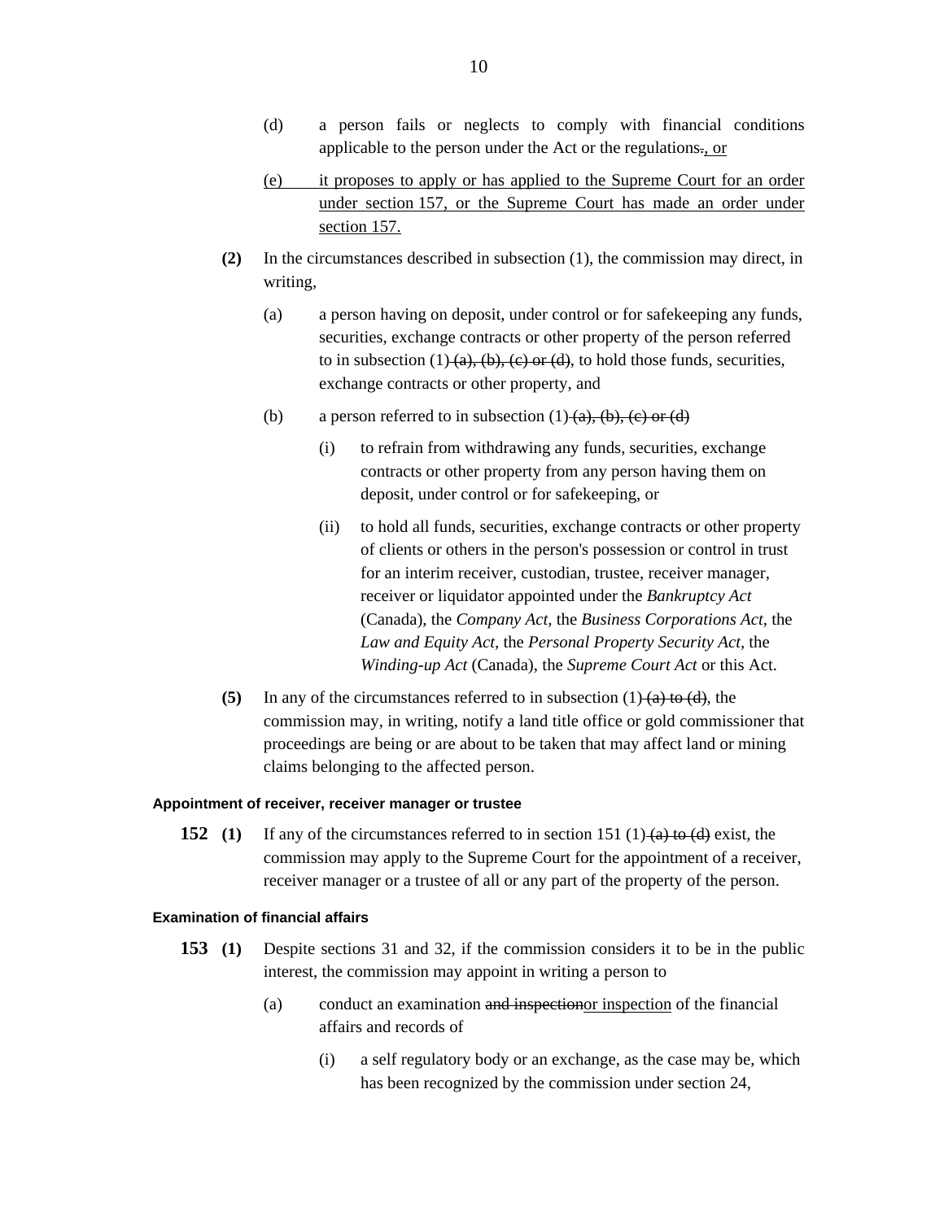(d) a person fails or neglects to comply with financial conditions applicable to the person under the Act or the regulations~~.~~<u>, or</u>

<u>(e) it proposes to apply or has applied to the Supreme Court for an order under section 157, or the Supreme Court has made an order under section 157.</u>

**(2)** In the circumstances described in subsection (1), the commission may direct, in writing,

(a) a person having on deposit, under control or for safekeeping any funds, securities, exchange contracts or other property of the person referred to in subsection (1) ~~(a), (b), (c) or (d)~~, to hold those funds, securities, exchange contracts or other property, and

(b) a person referred to in subsection (1) ~~(a), (b), (c) or (d)~~

(i) to refrain from withdrawing any funds, securities, exchange contracts or other property from any person having them on deposit, under control or for safekeeping, or

(ii) to hold all funds, securities, exchange contracts or other property of clients or others in the person's possession or control in trust for an interim receiver, custodian, trustee, receiver manager, receiver or liquidator appointed under the *Bankruptcy Act* (Canada), the *Company Act*, the *Business Corporations Act*, the *Law and Equity Act*, the *Personal Property Security Act*, the *Winding-up Act* (Canada), the *Supreme Court Act* or this Act.

**(5)** In any of the circumstances referred to in subsection (1) ~~(a) to (d)~~, the commission may, in writing, notify a land title office or gold commissioner that proceedings are being or are about to be taken that may affect land or mining claims belonging to the affected person.

#### Appointment of receiver, receiver manager or trustee

**152** **(1)** If any of the circumstances referred to in section 151 (1) ~~(a) to (d)~~ exist, the commission may apply to the Supreme Court for the appointment of a receiver, receiver manager or a trustee of all or any part of the property of the person.

#### Examination of financial affairs

**153** **(1)** Despite sections 31 and 32, if the commission considers it to be in the public interest, the commission may appoint in writing a person to

(a) conduct an examination ~~and inspection~~<u>or inspection</u> of the financial affairs and records of

(i) a self regulatory body or an exchange, as the case may be, which has been recognized by the commission under section 24,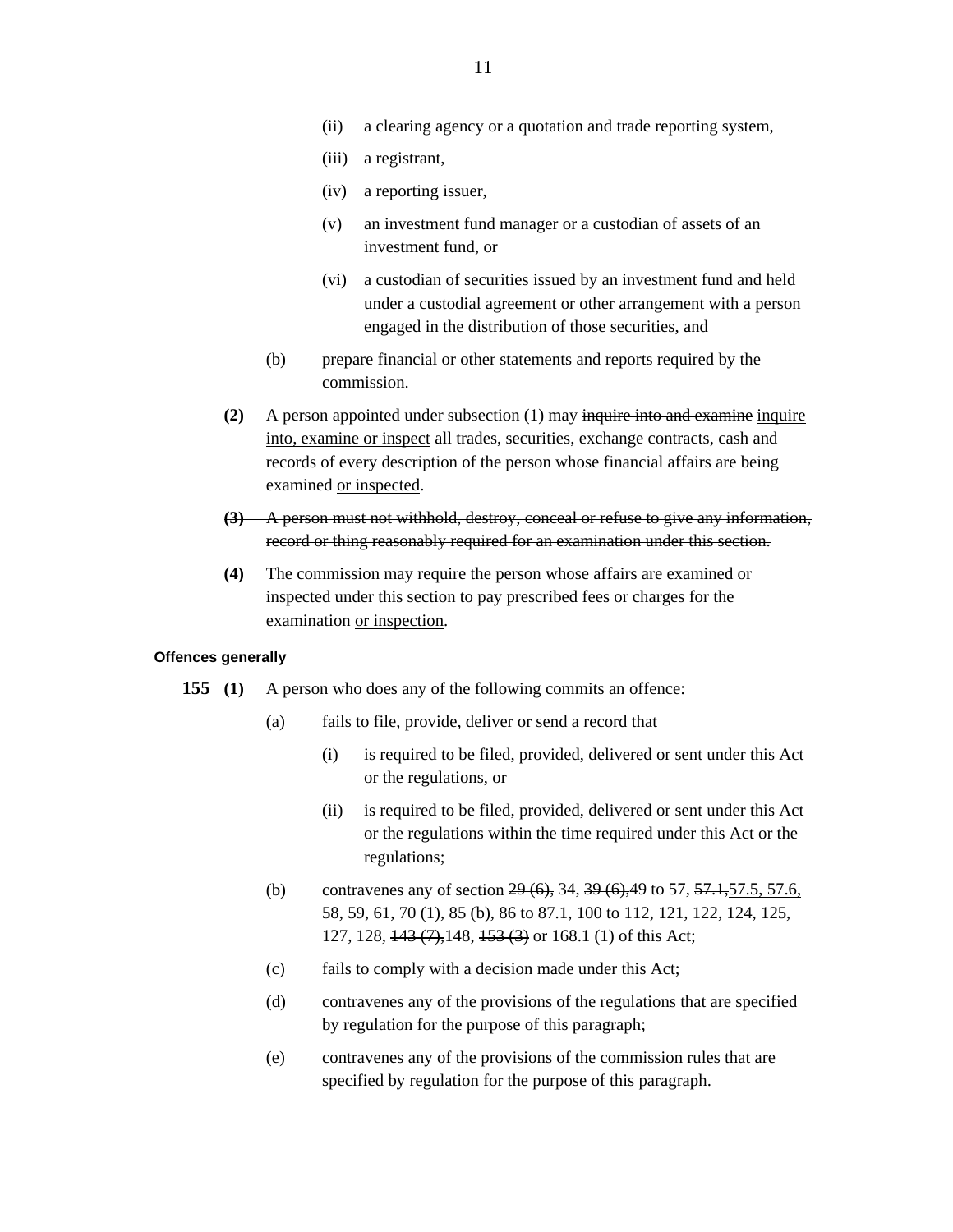(ii) a clearing agency or a quotation and trade reporting system,

(iii) a registrant,

(iv) a reporting issuer,

(v) an investment fund manager or a custodian of assets of an investment fund, or

(vi) a custodian of securities issued by an investment fund and held under a custodial agreement or other arrangement with a person engaged in the distribution of those securities, and

(b) prepare financial or other statements and reports required by the commission.

**(2)** A person appointed under subsection (1) may ~~inquire into and examine~~ <u>inquire into, examine or inspect</u> all trades, securities, exchange contracts, cash and records of every description of the person whose financial affairs are being examined <u>or inspected</u>.

~~**(3)** A person must not withhold, destroy, conceal or refuse to give any information, record or thing reasonably required for an examination under this section.~~

**(4)** The commission may require the person whose affairs are examined <u>or inspected</u> under this section to pay prescribed fees or charges for the examination <u>or inspection</u>.

**Offences generally**

**155** **(1)** A person who does any of the following commits an offence:

(a) fails to file, provide, deliver or send a record that

(i) is required to be filed, provided, delivered or sent under this Act or the regulations, or

(ii) is required to be filed, provided, delivered or sent under this Act or the regulations within the time required under this Act or the regulations;

(b) contravenes any of section ~~29 (6),~~ 34, ~~39 (6),~~49 to 57, ~~57.1,~~<u>57.5, 57.6,</u> 58, 59, 61, 70 (1), 85 (b), 86 to 87.1, 100 to 112, 121, 122, 124, 125, 127, 128, ~~143 (7),~~148, ~~153 (3)~~ or 168.1 (1) of this Act;

(c) fails to comply with a decision made under this Act;

(d) contravenes any of the provisions of the regulations that are specified by regulation for the purpose of this paragraph;

(e) contravenes any of the provisions of the commission rules that are specified by regulation for the purpose of this paragraph.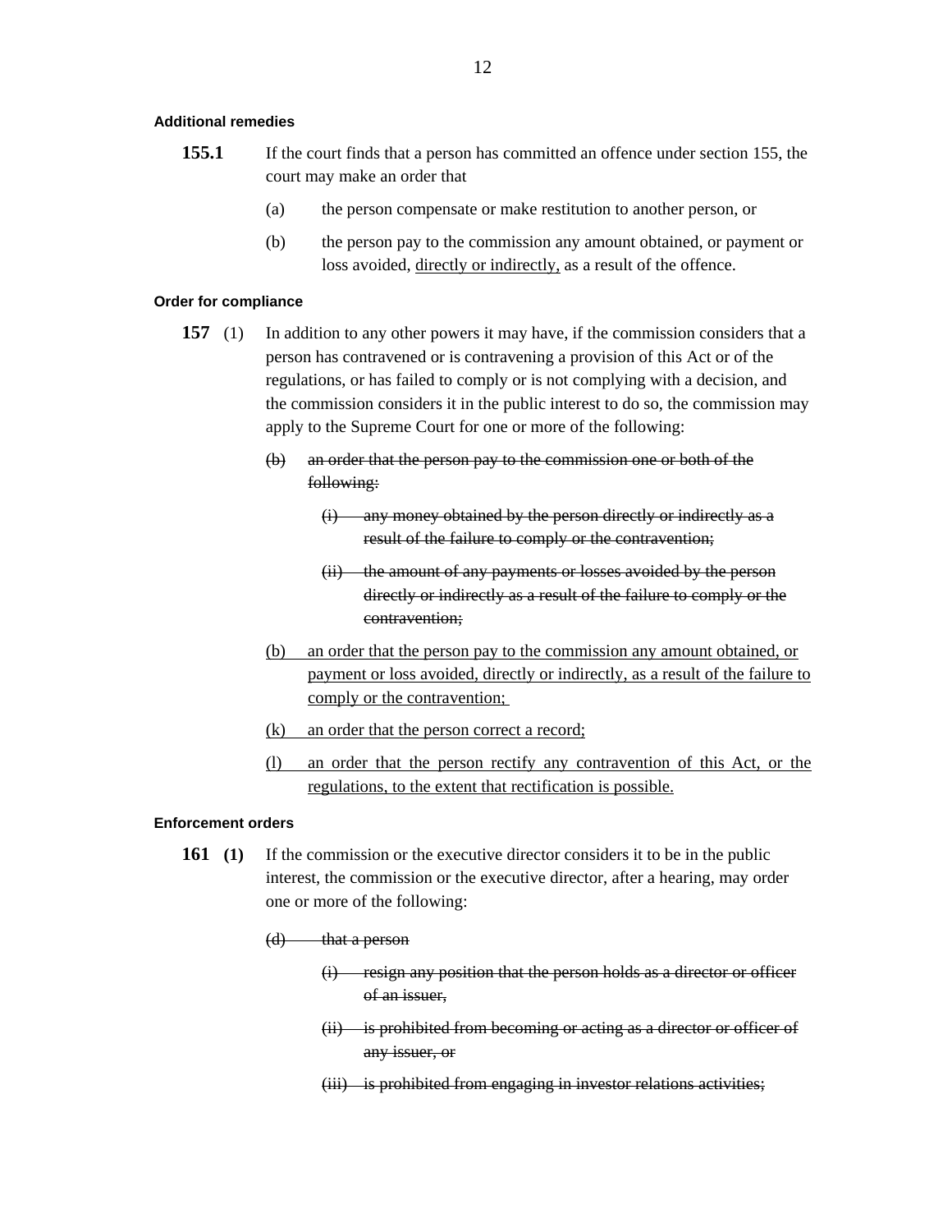#### Additional remedies

**155.1** If the court finds that a person has committed an offence under section 155, the court may make an order that

(a) the person compensate or make restitution to another person, or

(b) the person pay to the commission any amount obtained, or payment or loss avoided, <u>directly or indirectly,</u> as a result of the offence.

#### Order for compliance

**157** (1) In addition to any other powers it may have, if the commission considers that a person has contravened or is contravening a provision of this Act or of the regulations, or has failed to comply or is not complying with a decision, and the commission considers it in the public interest to do so, the commission may apply to the Supreme Court for one or more of the following:

~~(b) an order that the person pay to the commission one or both of the following:~~

~~(i) any money obtained by the person directly or indirectly as a result of the failure to comply or the contravention;~~

~~(ii) the amount of any payments or losses avoided by the person directly or indirectly as a result of the failure to comply or the contravention;~~

<u>(b) an order that the person pay to the commission any amount obtained, or payment or loss avoided, directly or indirectly, as a result of the failure to comply or the contravention;</u>

<u>(k) an order that the person correct a record;</u>

<u>(l) an order that the person rectify any contravention of this Act, or the regulations, to the extent that rectification is possible.</u>

#### Enforcement orders

**161** **(1)** If the commission or the executive director considers it to be in the public interest, the commission or the executive director, after a hearing, may order one or more of the following:

~~(d) that a person~~

~~(i) resign any position that the person holds as a director or officer of an issuer,~~

~~(ii) is prohibited from becoming or acting as a director or officer of any issuer, or~~

~~(iii) is prohibited from engaging in investor relations activities;~~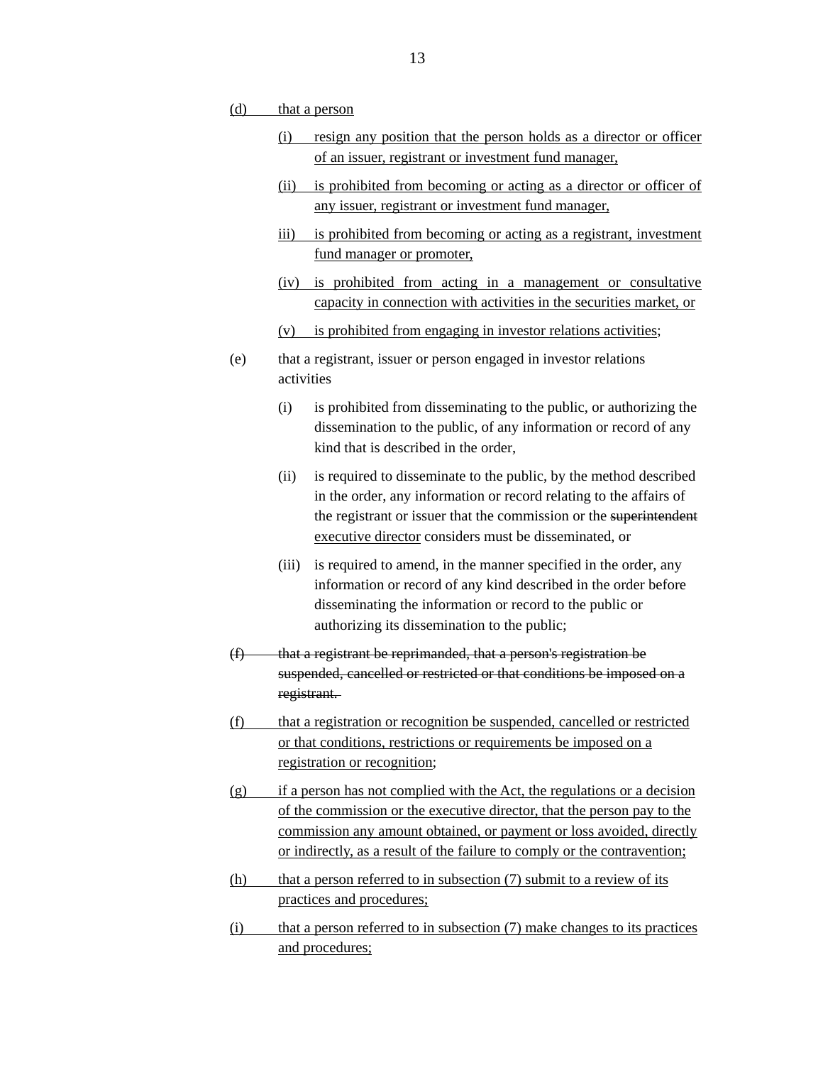(d) that a person

- (i) resign any position that the person holds as a director or officer of an issuer, registrant or investment fund manager,
- (ii) is prohibited from becoming or acting as a director or officer of any issuer, registrant or investment fund manager,
- iii) is prohibited from becoming or acting as a registrant, investment fund manager or promoter,
- (iv) is prohibited from acting in a management or consultative capacity in connection with activities in the securities market, or
- (v) is prohibited from engaging in investor relations activities;

(e) that a registrant, issuer or person engaged in investor relations activities

- (i) is prohibited from disseminating to the public, or authorizing the dissemination to the public, of any information or record of any kind that is described in the order,
- (ii) is required to disseminate to the public, by the method described in the order, any information or record relating to the affairs of the registrant or issuer that the commission or the ~~superintendent~~ executive director considers must be disseminated, or
- (iii) is required to amend, in the manner specified in the order, any information or record of any kind described in the order before disseminating the information or record to the public or authorizing its dissemination to the public;

~~(f) that a registrant be reprimanded, that a person's registration be suspended, cancelled or restricted or that conditions be imposed on a registrant.~~

(f) that a registration or recognition be suspended, cancelled or restricted or that conditions, restrictions or requirements be imposed on a registration or recognition;

(g) if a person has not complied with the Act, the regulations or a decision of the commission or the executive director, that the person pay to the commission any amount obtained, or payment or loss avoided, directly or indirectly, as a result of the failure to comply or the contravention;

(h) that a person referred to in subsection (7) submit to a review of its practices and procedures;

(i) that a person referred to in subsection (7) make changes to its practices and procedures;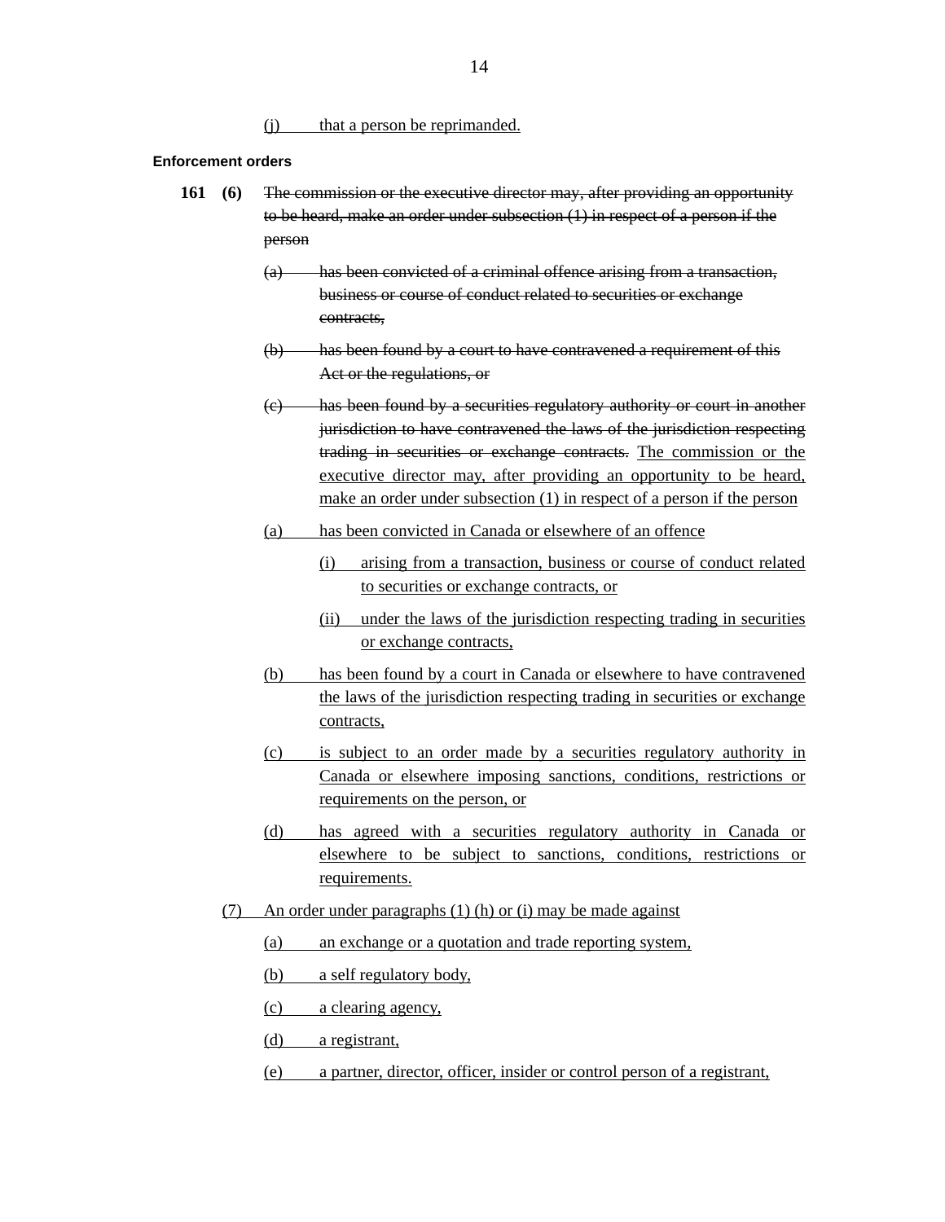(j) that a person be reprimanded.

**Enforcement orders**

**161 (6)** ~~The commission or the executive director may, after providing an opportunity to be heard, make an order under subsection (1) in respect of a person if the person~~

~~(a) has been convicted of a criminal offence arising from a transaction, business or course of conduct related to securities or exchange contracts,~~

~~(b) has been found by a court to have contravened a requirement of this Act or the regulations, or~~

~~(c) has been found by a securities regulatory authority or court in another jurisdiction to have contravened the laws of the jurisdiction respecting trading in securities or exchange contracts.~~ The commission or the executive director may, after providing an opportunity to be heard, make an order under subsection (1) in respect of a person if the person

(a) has been convicted in Canada or elsewhere of an offence

(i) arising from a transaction, business or course of conduct related to securities or exchange contracts, or

(ii) under the laws of the jurisdiction respecting trading in securities or exchange contracts,

(b) has been found by a court in Canada or elsewhere to have contravened the laws of the jurisdiction respecting trading in securities or exchange contracts,

(c) is subject to an order made by a securities regulatory authority in Canada or elsewhere imposing sanctions, conditions, restrictions or requirements on the person, or

(d) has agreed with a securities regulatory authority in Canada or elsewhere to be subject to sanctions, conditions, restrictions or requirements.

(7) An order under paragraphs (1) (h) or (i) may be made against

(a) an exchange or a quotation and trade reporting system,

(b) a self regulatory body,

(c) a clearing agency,

(d) a registrant,

(e) a partner, director, officer, insider or control person of a registrant,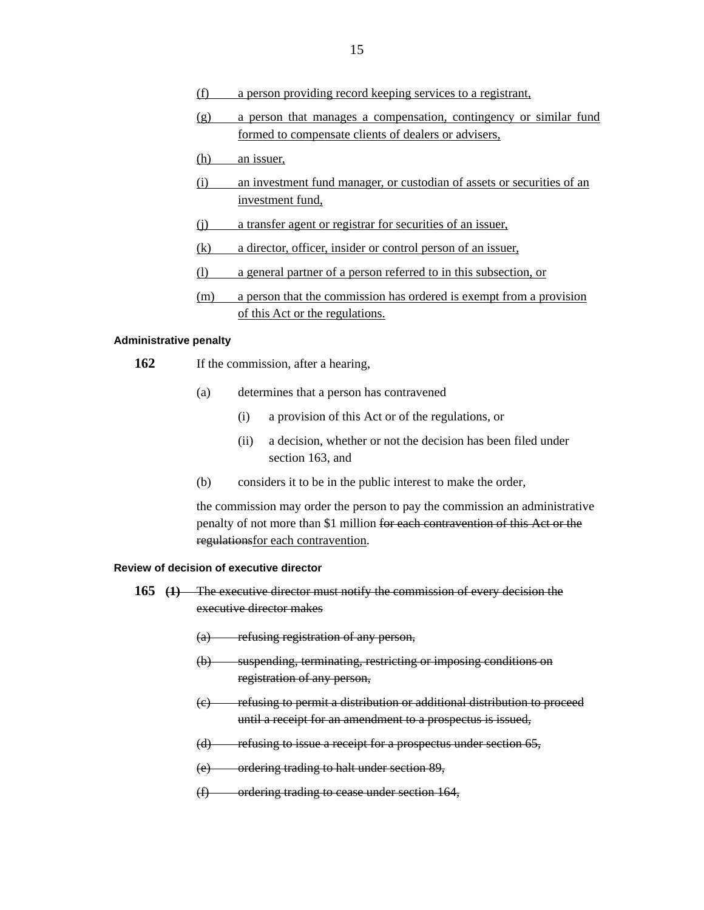(f) a person providing record keeping services to a registrant,

(g) a person that manages a compensation, contingency or similar fund formed to compensate clients of dealers or advisers,

(h) an issuer,

(i) an investment fund manager, or custodian of assets or securities of an investment fund,

(j) a transfer agent or registrar for securities of an issuer,

(k) a director, officer, insider or control person of an issuer,

(l) a general partner of a person referred to in this subsection, or

(m) a person that the commission has ordered is exempt from a provision of this Act or the regulations.

#### Administrative penalty

**162** If the commission, after a hearing,

(a) determines that a person has contravened

(i) a provision of this Act or of the regulations, or

(ii) a decision, whether or not the decision has been filed under section 163, and

(b) considers it to be in the public interest to make the order,

the commission may order the person to pay the commission an administrative penalty of not more than $1 million ~~for each contravention of this Act or the regulations~~for each contravention.

#### Review of decision of executive director

**165** ~~(1) The executive director must notify the commission of every decision the executive director makes~~

~~(a) refusing registration of any person,~~

~~(b) suspending, terminating, restricting or imposing conditions on registration of any person,~~

~~(c) refusing to permit a distribution or additional distribution to proceed until a receipt for an amendment to a prospectus is issued,~~

~~(d) refusing to issue a receipt for a prospectus under section 65,~~

~~(e) ordering trading to halt under section 89,~~

~~(f) ordering trading to cease under section 164,~~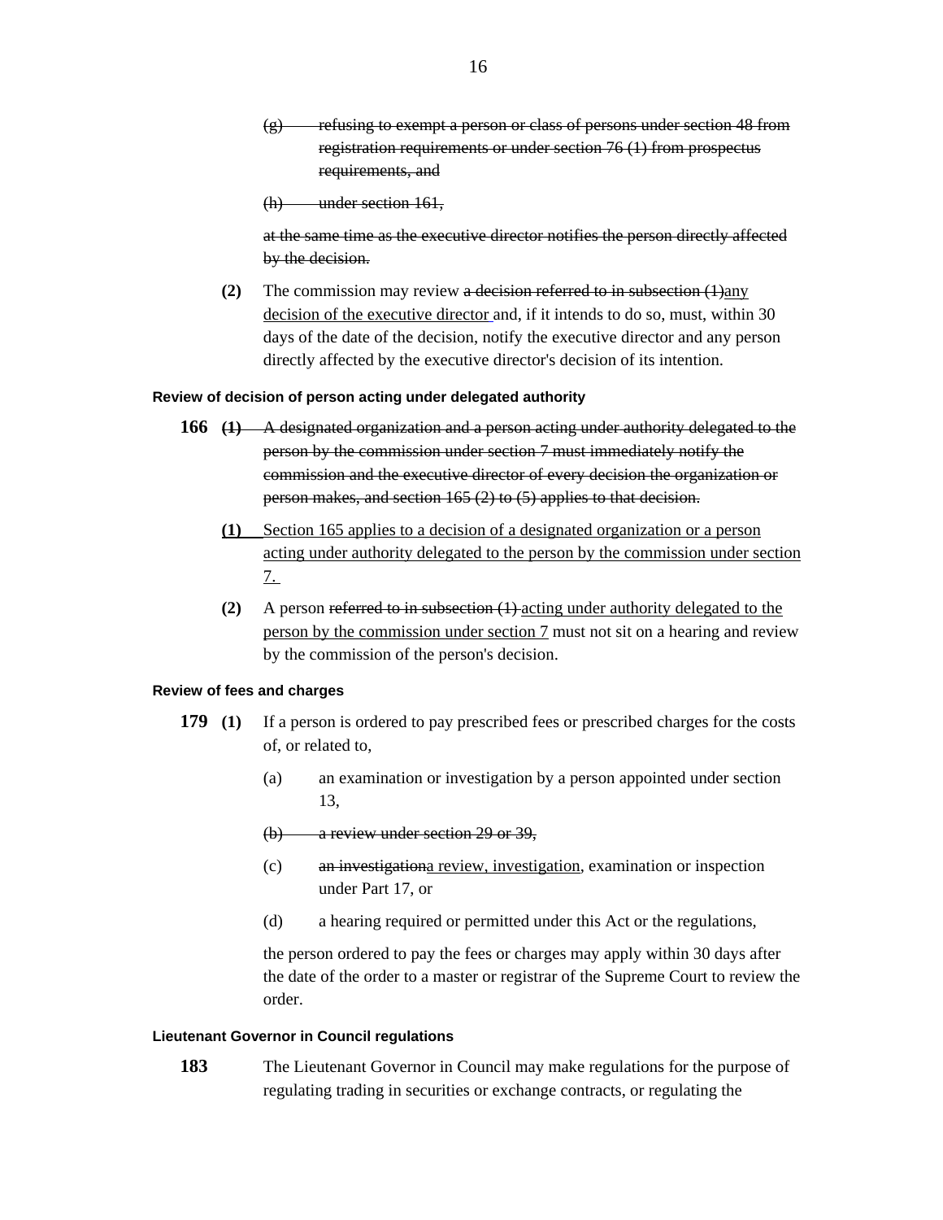(g) ~~refusing to exempt a person or class of persons under section 48 from registration requirements or under section 76 (1) from prospectus requirements, and~~

~~(h) under section 161,~~

~~at the same time as the executive director notifies the person directly affected by the decision.~~

**(2)** The commission may review ~~a decision referred to in subsection (1)~~<u>any decision of the executive director</u> and, if it intends to do so, must, within 30 days of the date of the decision, notify the executive director and any person directly affected by the executive director's decision of its intention.

**Review of decision of person acting under delegated authority**

**166** ~~**(1)** A designated organization and a person acting under authority delegated to the person by the commission under section 7 must immediately notify the commission and the executive director of every decision the organization or person makes, and section 165 (2) to (5) applies to that decision.~~

<u>**(1)** Section 165 applies to a decision of a designated organization or a person acting under authority delegated to the person by the commission under section 7.</u>

**(2)** A person ~~referred to in subsection (1)~~ <u>acting under authority delegated to the person by the commission under section 7</u> must not sit on a hearing and review by the commission of the person's decision.

**Review of fees and charges**

**179** **(1)** If a person is ordered to pay prescribed fees or prescribed charges for the costs of, or related to,

(a) an examination or investigation by a person appointed under section 13,

~~(b) a review under section 29 or 39,~~

(c) ~~an investigation~~<u>a review, investigation</u>, examination or inspection under Part 17, or

(d) a hearing required or permitted under this Act or the regulations,

the person ordered to pay the fees or charges may apply within 30 days after the date of the order to a master or registrar of the Supreme Court to review the order.

**Lieutenant Governor in Council regulations**

**183** The Lieutenant Governor in Council may make regulations for the purpose of regulating trading in securities or exchange contracts, or regulating the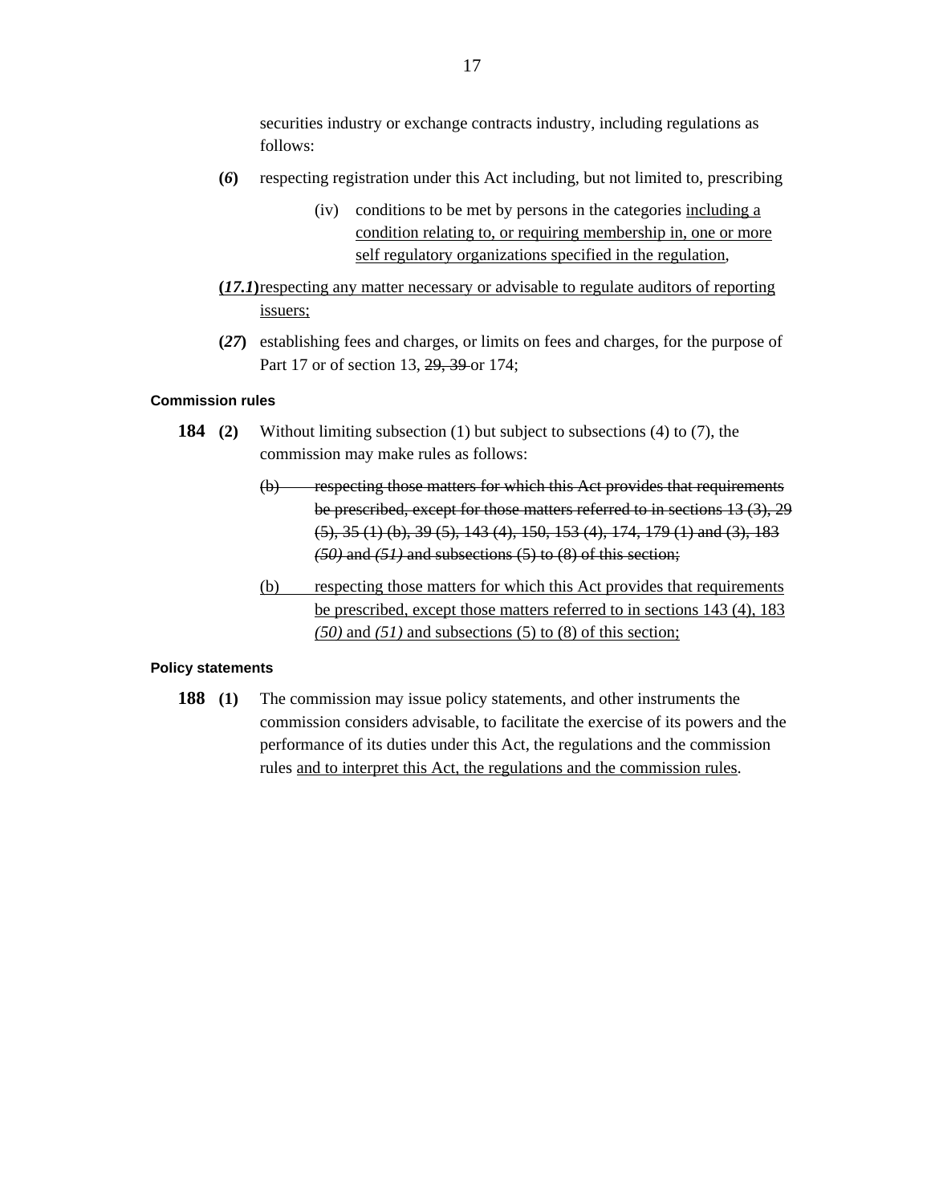securities industry or exchange contracts industry, including regulations as follows:

**(*6*)** respecting registration under this Act including, but not limited to, prescribing

(iv) conditions to be met by persons in the categories <u>including a condition relating to, or requiring membership in, one or more self regulatory organizations specified in the regulation</u>,

**(*17.1*)**<u>respecting any matter necessary or advisable to regulate auditors of reporting issuers;</u>

**(*27*)** establishing fees and charges, or limits on fees and charges, for the purpose of Part 17 or of section 13, ~~29, 39~~ or 174;

#### Commission rules

**184 (2)** Without limiting subsection (1) but subject to subsections (4) to (7), the commission may make rules as follows:

~~(b) respecting those matters for which this Act provides that requirements be prescribed, except for those matters referred to in sections 13 (3), 29 (5), 35 (1) (b), 39 (5), 143 (4), 150, 153 (4), 174, 179 (1) and (3), 183 *(50)* and *(51)* and subsections (5) to (8) of this section;~~

<u>(b) respecting those matters for which this Act provides that requirements be prescribed, except those matters referred to in sections 143 (4), 183 *(50)* and *(51)* and subsections (5) to (8) of this section;</u>

#### Policy statements

**188 (1)** The commission may issue policy statements, and other instruments the commission considers advisable, to facilitate the exercise of its powers and the performance of its duties under this Act, the regulations and the commission rules <u>and to interpret this Act, the regulations and the commission rules</u>.